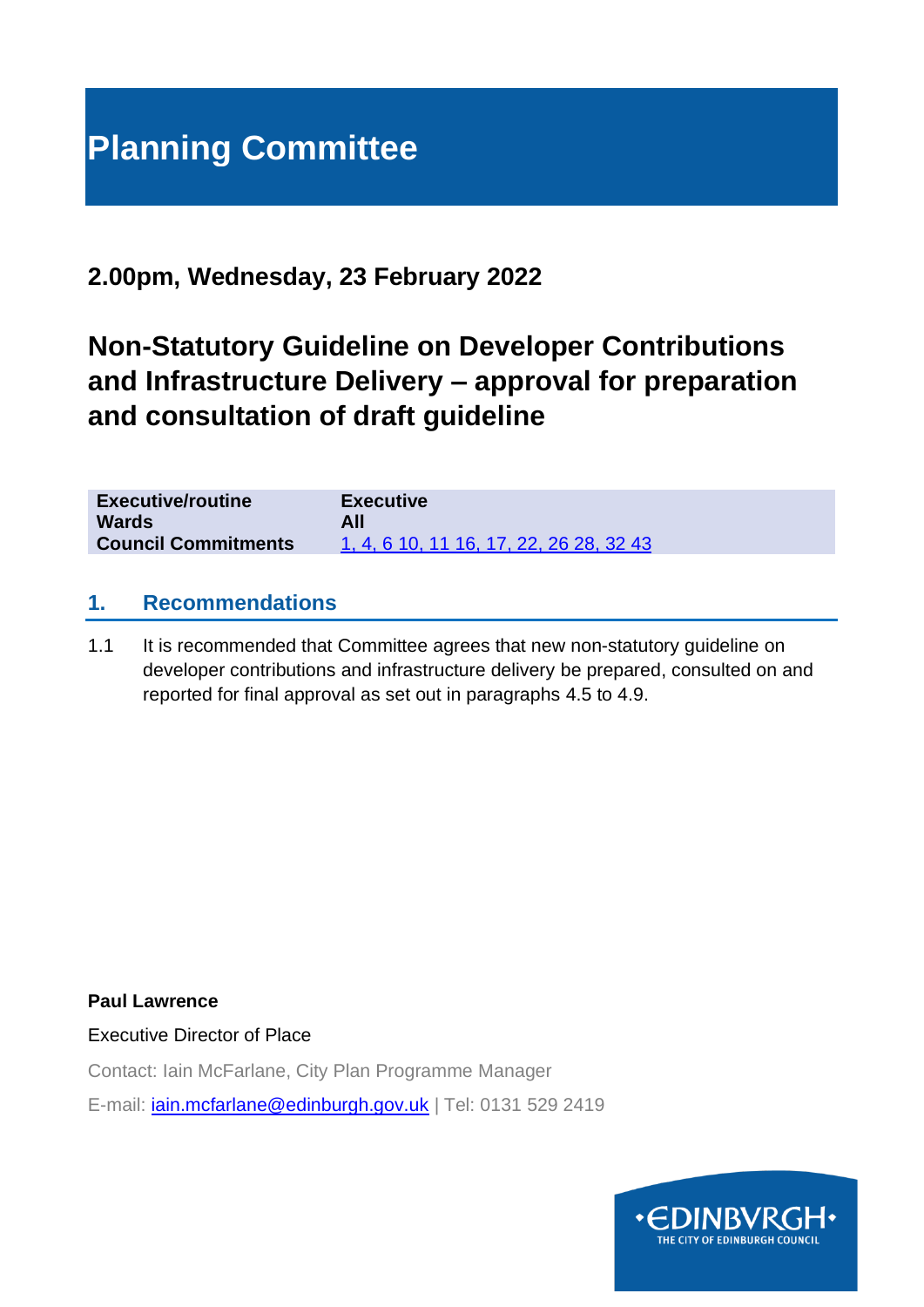# Planning Committee

## 2.00pm, Wednesday, 23 February 2022

## Non-Statutory Guideline on Developer Contributions and Infrastructure Delivery – approval for preparation and consultation of draft guideline

| | |
|---|---|
| **Executive/routine** | **Executive** |
| **Wards** | **All** |
| **Council Commitments** | 1, 4, 6 10, 11 16, 17, 22, 26 28, 32 43 |

## 1. Recommendations

1.1 It is recommended that Committee agrees that new non-statutory guideline on developer contributions and infrastructure delivery be prepared, consulted on and reported for final approval as set out in paragraphs 4.5 to 4.9.

**Paul Lawrence**

Executive Director of Place

Contact: Iain McFarlane, City Plan Programme Manager

E-mail: iain.mcfarlane@edinburgh.gov.uk | Tel: 0131 529 2419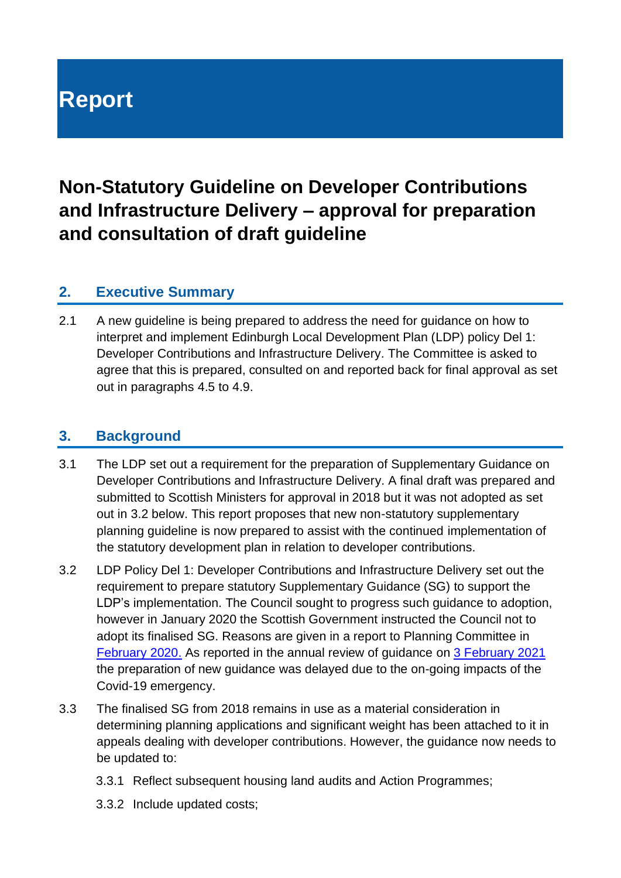# Report

## Non-Statutory Guideline on Developer Contributions and Infrastructure Delivery – approval for preparation and consultation of draft guideline

### 2. Executive Summary

2.1 A new guideline is being prepared to address the need for guidance on how to interpret and implement Edinburgh Local Development Plan (LDP) policy Del 1: Developer Contributions and Infrastructure Delivery. The Committee is asked to agree that this is prepared, consulted on and reported back for final approval as set out in paragraphs 4.5 to 4.9.

### 3. Background

3.1 The LDP set out a requirement for the preparation of Supplementary Guidance on Developer Contributions and Infrastructure Delivery. A final draft was prepared and submitted to Scottish Ministers for approval in 2018 but it was not adopted as set out in 3.2 below. This report proposes that new non-statutory supplementary planning guideline is now prepared to assist with the continued implementation of the statutory development plan in relation to developer contributions.

3.2 LDP Policy Del 1: Developer Contributions and Infrastructure Delivery set out the requirement to prepare statutory Supplementary Guidance (SG) to support the LDP's implementation. The Council sought to progress such guidance to adoption, however in January 2020 the Scottish Government instructed the Council not to adopt its finalised SG. Reasons are given in a report to Planning Committee in February 2020. As reported in the annual review of guidance on 3 February 2021 the preparation of new guidance was delayed due to the on-going impacts of the Covid-19 emergency.

3.3 The finalised SG from 2018 remains in use as a material consideration in determining planning applications and significant weight has been attached to it in appeals dealing with developer contributions. However, the guidance now needs to be updated to:

3.3.1 Reflect subsequent housing land audits and Action Programmes;

3.3.2 Include updated costs;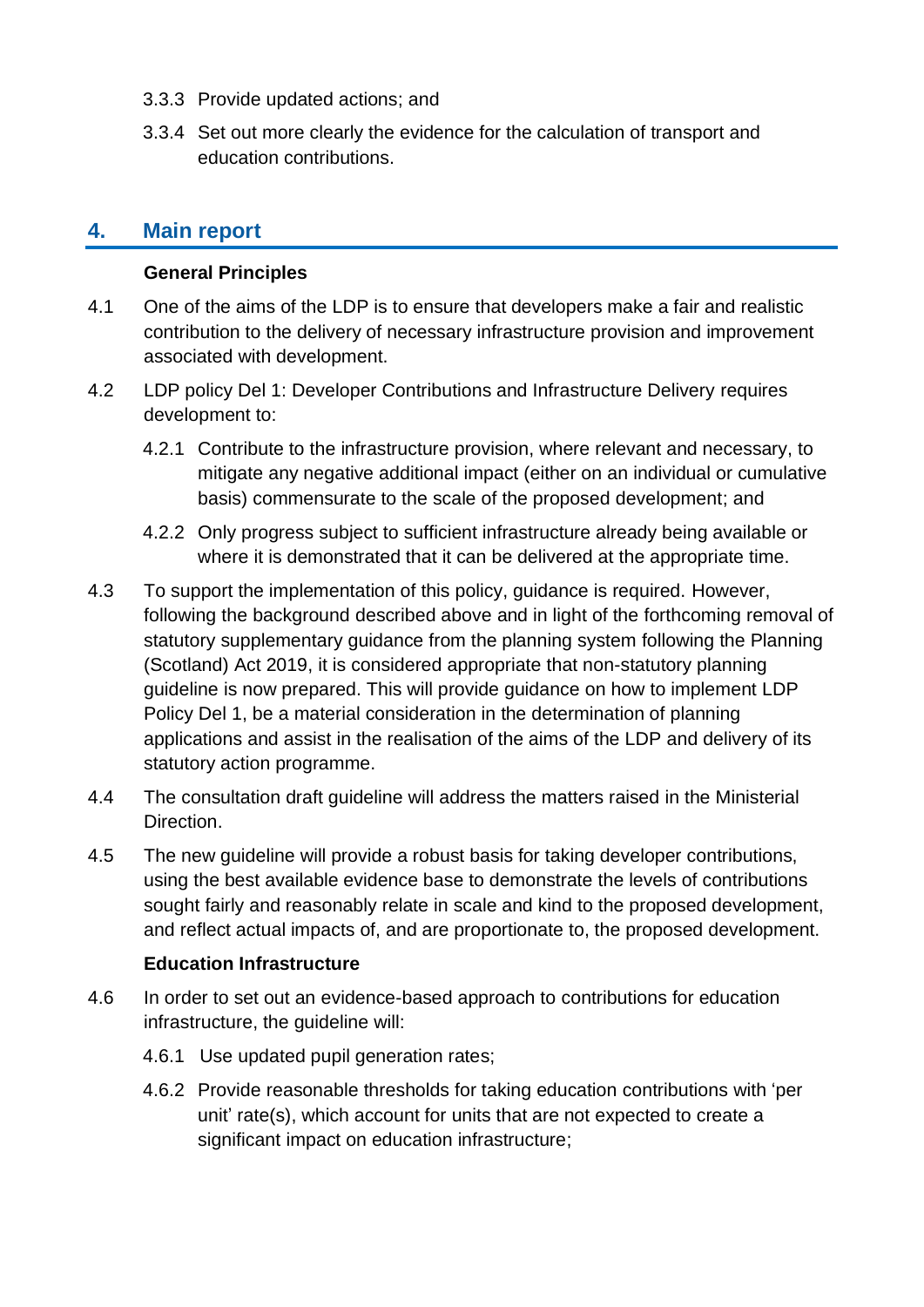3.3.3 Provide updated actions; and

3.3.4 Set out more clearly the evidence for the calculation of transport and education contributions.

## 4. Main report

**General Principles**

4.1 One of the aims of the LDP is to ensure that developers make a fair and realistic contribution to the delivery of necessary infrastructure provision and improvement associated with development.

4.2 LDP policy Del 1: Developer Contributions and Infrastructure Delivery requires development to:

4.2.1 Contribute to the infrastructure provision, where relevant and necessary, to mitigate any negative additional impact (either on an individual or cumulative basis) commensurate to the scale of the proposed development; and

4.2.2 Only progress subject to sufficient infrastructure already being available or where it is demonstrated that it can be delivered at the appropriate time.

4.3 To support the implementation of this policy, guidance is required. However, following the background described above and in light of the forthcoming removal of statutory supplementary guidance from the planning system following the Planning (Scotland) Act 2019, it is considered appropriate that non-statutory planning guideline is now prepared. This will provide guidance on how to implement LDP Policy Del 1, be a material consideration in the determination of planning applications and assist in the realisation of the aims of the LDP and delivery of its statutory action programme.

4.4 The consultation draft guideline will address the matters raised in the Ministerial Direction.

4.5 The new guideline will provide a robust basis for taking developer contributions, using the best available evidence base to demonstrate the levels of contributions sought fairly and reasonably relate in scale and kind to the proposed development, and reflect actual impacts of, and are proportionate to, the proposed development.

**Education Infrastructure**

4.6 In order to set out an evidence-based approach to contributions for education infrastructure, the guideline will:

4.6.1 Use updated pupil generation rates;

4.6.2 Provide reasonable thresholds for taking education contributions with 'per unit' rate(s), which account for units that are not expected to create a significant impact on education infrastructure;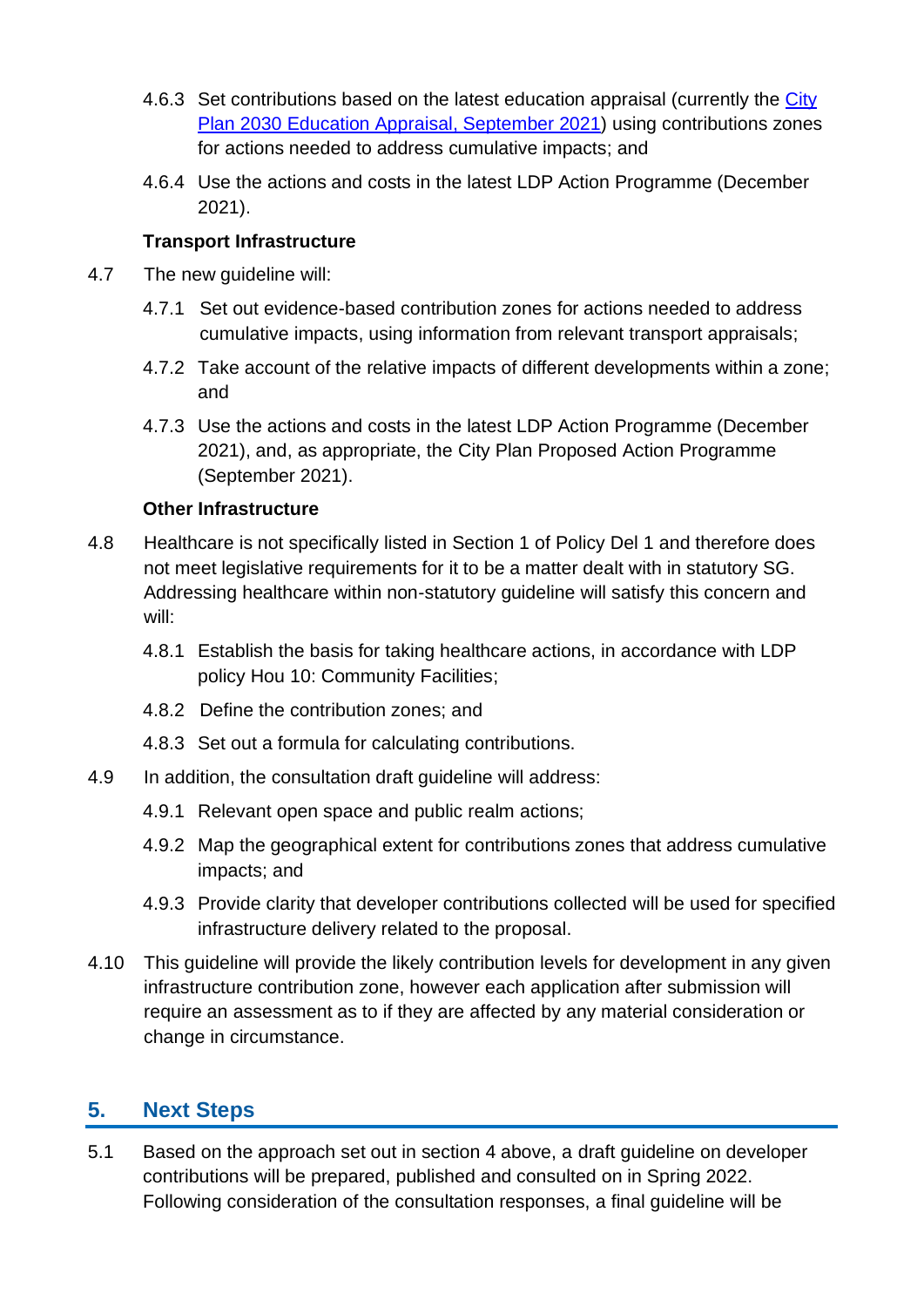4.6.3 Set contributions based on the latest education appraisal (currently the [City Plan 2030 Education Appraisal, September 2021]) using contributions zones for actions needed to address cumulative impacts; and

4.6.4 Use the actions and costs in the latest LDP Action Programme (December 2021).

**Transport Infrastructure**

4.7 The new guideline will:

4.7.1 Set out evidence-based contribution zones for actions needed to address cumulative impacts, using information from relevant transport appraisals;

4.7.2 Take account of the relative impacts of different developments within a zone; and

4.7.3 Use the actions and costs in the latest LDP Action Programme (December 2021), and, as appropriate, the City Plan Proposed Action Programme (September 2021).

**Other Infrastructure**

4.8 Healthcare is not specifically listed in Section 1 of Policy Del 1 and therefore does not meet legislative requirements for it to be a matter dealt with in statutory SG. Addressing healthcare within non-statutory guideline will satisfy this concern and will:

4.8.1 Establish the basis for taking healthcare actions, in accordance with LDP policy Hou 10: Community Facilities;

4.8.2 Define the contribution zones; and

4.8.3 Set out a formula for calculating contributions.

4.9 In addition, the consultation draft guideline will address:

4.9.1 Relevant open space and public realm actions;

4.9.2 Map the geographical extent for contributions zones that address cumulative impacts; and

4.9.3 Provide clarity that developer contributions collected will be used for specified infrastructure delivery related to the proposal.

4.10 This guideline will provide the likely contribution levels for development in any given infrastructure contribution zone, however each application after submission will require an assessment as to if they are affected by any material consideration or change in circumstance.

## 5. Next Steps

5.1 Based on the approach set out in section 4 above, a draft guideline on developer contributions will be prepared, published and consulted on in Spring 2022. Following consideration of the consultation responses, a final guideline will be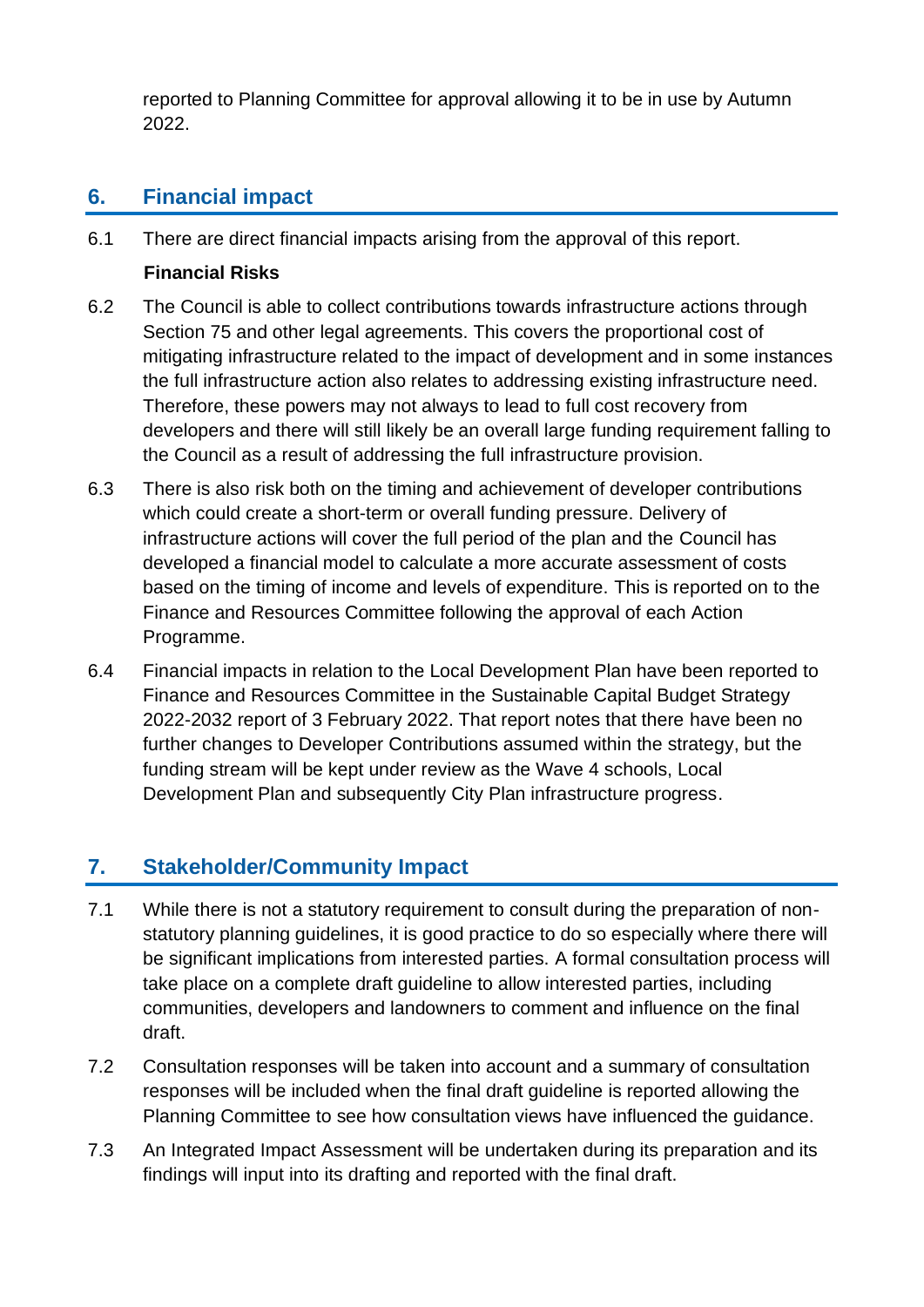reported to Planning Committee for approval allowing it to be in use by Autumn 2022.

## 6. Financial impact

6.1 There are direct financial impacts arising from the approval of this report.

**Financial Risks**

6.2 The Council is able to collect contributions towards infrastructure actions through Section 75 and other legal agreements. This covers the proportional cost of mitigating infrastructure related to the impact of development and in some instances the full infrastructure action also relates to addressing existing infrastructure need. Therefore, these powers may not always to lead to full cost recovery from developers and there will still likely be an overall large funding requirement falling to the Council as a result of addressing the full infrastructure provision.

6.3 There is also risk both on the timing and achievement of developer contributions which could create a short-term or overall funding pressure. Delivery of infrastructure actions will cover the full period of the plan and the Council has developed a financial model to calculate a more accurate assessment of costs based on the timing of income and levels of expenditure. This is reported on to the Finance and Resources Committee following the approval of each Action Programme.

6.4 Financial impacts in relation to the Local Development Plan have been reported to Finance and Resources Committee in the Sustainable Capital Budget Strategy 2022-2032 report of 3 February 2022. That report notes that there have been no further changes to Developer Contributions assumed within the strategy, but the funding stream will be kept under review as the Wave 4 schools, Local Development Plan and subsequently City Plan infrastructure progress.

## 7. Stakeholder/Community Impact

7.1 While there is not a statutory requirement to consult during the preparation of non-statutory planning guidelines, it is good practice to do so especially where there will be significant implications from interested parties. A formal consultation process will take place on a complete draft guideline to allow interested parties, including communities, developers and landowners to comment and influence on the final draft.

7.2 Consultation responses will be taken into account and a summary of consultation responses will be included when the final draft guideline is reported allowing the Planning Committee to see how consultation views have influenced the guidance.

7.3 An Integrated Impact Assessment will be undertaken during its preparation and its findings will input into its drafting and reported with the final draft.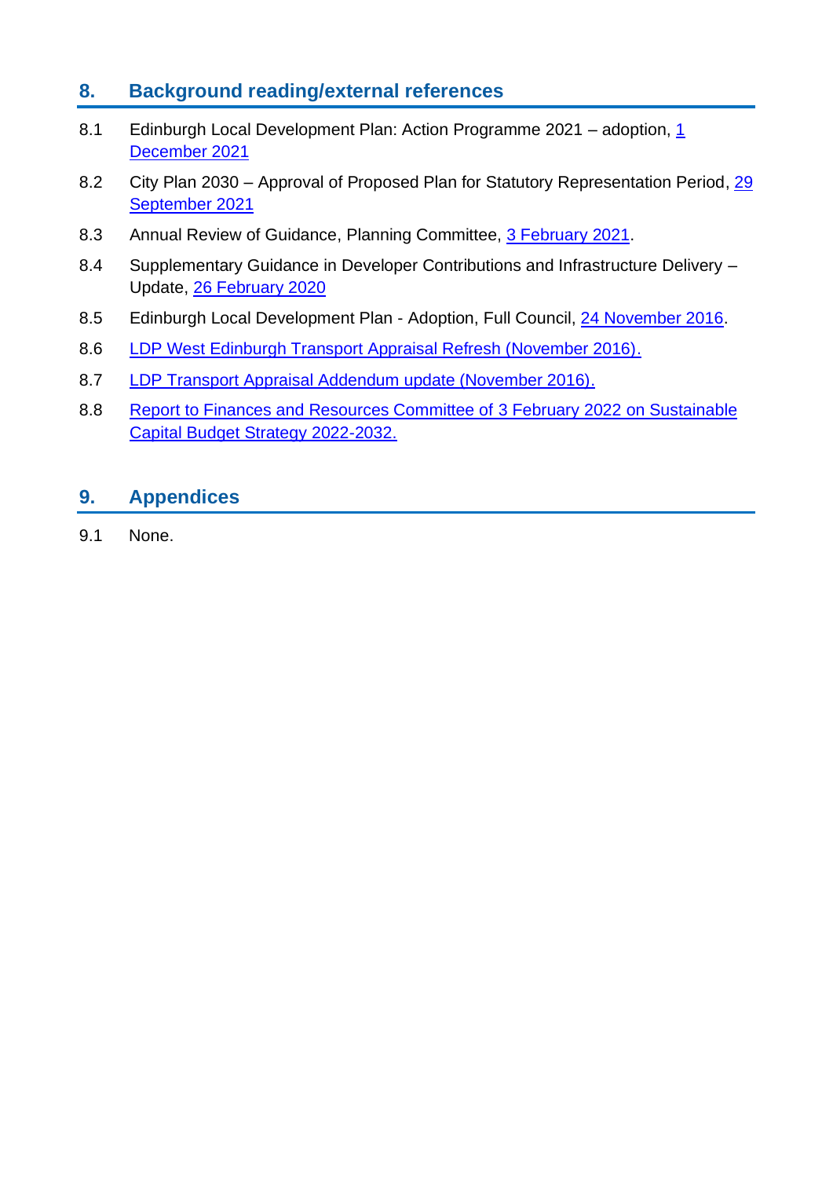## 8. Background reading/external references

8.1 Edinburgh Local Development Plan: Action Programme 2021 – adoption, 1 December 2021

8.2 City Plan 2030 – Approval of Proposed Plan for Statutory Representation Period, 29 September 2021

8.3 Annual Review of Guidance, Planning Committee, 3 February 2021.

8.4 Supplementary Guidance in Developer Contributions and Infrastructure Delivery – Update, 26 February 2020

8.5 Edinburgh Local Development Plan - Adoption, Full Council, 24 November 2016.

8.6 LDP West Edinburgh Transport Appraisal Refresh (November 2016).

8.7 LDP Transport Appraisal Addendum update (November 2016).

8.8 Report to Finances and Resources Committee of 3 February 2022 on Sustainable Capital Budget Strategy 2022-2032.

## 9. Appendices

9.1 None.